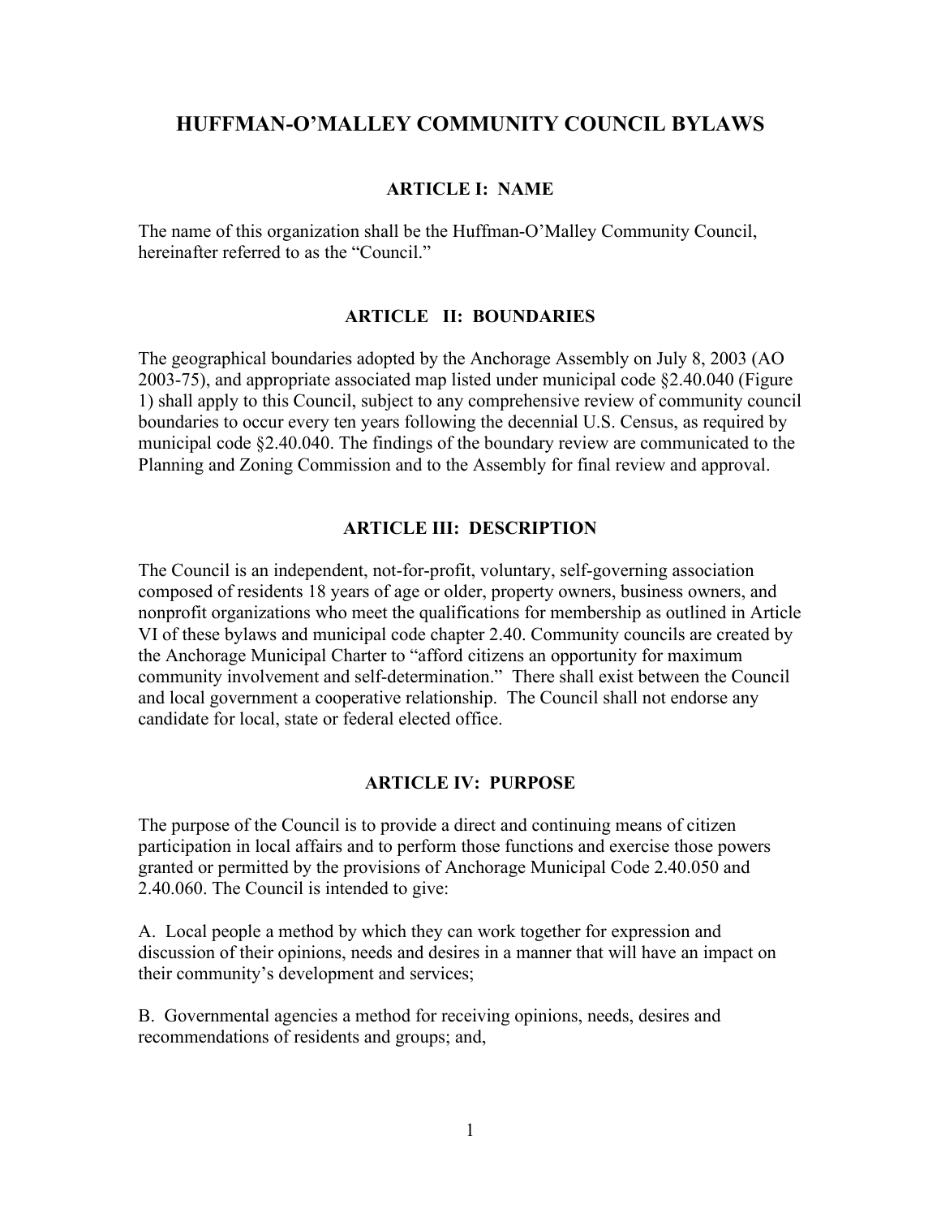# HUFFMAN-O'MALLEY COMMUNITY COUNCIL BYLAWS

## ARTICLE I: NAME

The name of this organization shall be the Huffman-O'Malley Community Council, hereinafter referred to as the "Council."

## ARTICLE II: BOUNDARIES

The geographical boundaries adopted by the Anchorage Assembly on July 8, 2003 (AO 2003-75), and appropriate associated map listed under municipal code §2.40.040 (Figure 1) shall apply to this Council, subject to any comprehensive review of community council boundaries to occur every ten years following the decennial U.S. Census, as required by municipal code §2.40.040. The findings of the boundary review are communicated to the Planning and Zoning Commission and to the Assembly for final review and approval.

## ARTICLE III: DESCRIPTION

The Council is an independent, not-for-profit, voluntary, self-governing association composed of residents 18 years of age or older, property owners, business owners, and nonprofit organizations who meet the qualifications for membership as outlined in Article VI of these bylaws and municipal code chapter 2.40. Community councils are created by the Anchorage Municipal Charter to "afford citizens an opportunity for maximum community involvement and self-determination." There shall exist between the Council and local government a cooperative relationship. The Council shall not endorse any candidate for local, state or federal elected office.

## ARTICLE IV: PURPOSE

The purpose of the Council is to provide a direct and continuing means of citizen participation in local affairs and to perform those functions and exercise those powers granted or permitted by the provisions of Anchorage Municipal Code 2.40.050 and 2.40.060. The Council is intended to give:

A. Local people a method by which they can work together for expression and discussion of their opinions, needs and desires in a manner that will have an impact on their community's development and services;

B. Governmental agencies a method for receiving opinions, needs, desires and recommendations of residents and groups; and,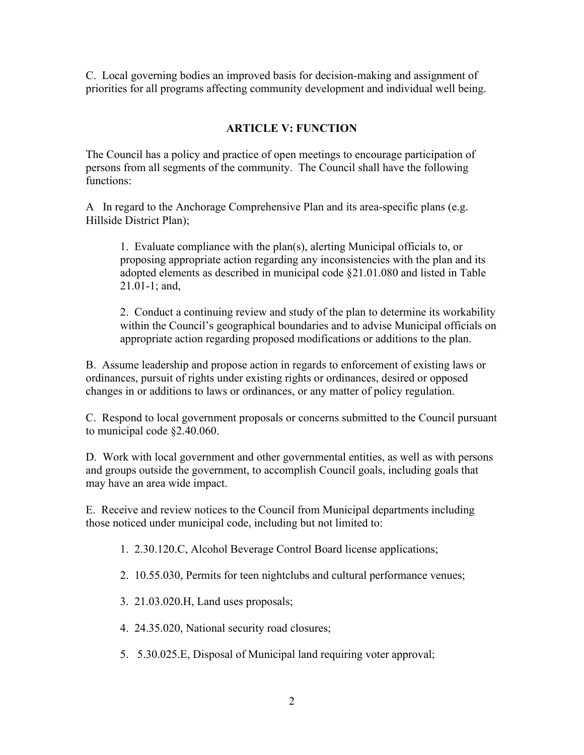C. Local governing bodies an improved basis for decision-making and assignment of priorities for all programs affecting community development and individual well being.

## ARTICLE V: FUNCTION

The Council has a policy and practice of open meetings to encourage participation of persons from all segments of the community. The Council shall have the following functions:

A In regard to the Anchorage Comprehensive Plan and its area-specific plans (e.g. Hillside District Plan);

> 1. Evaluate compliance with the plan(s), alerting Municipal officials to, or proposing appropriate action regarding any inconsistencies with the plan and its adopted elements as described in municipal code §21.01.080 and listed in Table 21.01-1; and,
>
> 2. Conduct a continuing review and study of the plan to determine its workability within the Council's geographical boundaries and to advise Municipal officials on appropriate action regarding proposed modifications or additions to the plan.

B. Assume leadership and propose action in regards to enforcement of existing laws or ordinances, pursuit of rights under existing rights or ordinances, desired or opposed changes in or additions to laws or ordinances, or any matter of policy regulation.

C. Respond to local government proposals or concerns submitted to the Council pursuant to municipal code §2.40.060.

D. Work with local government and other governmental entities, as well as with persons and groups outside the government, to accomplish Council goals, including goals that may have an area wide impact.

E. Receive and review notices to the Council from Municipal departments including those noticed under municipal code, including but not limited to:

> 1. 2.30.120.C, Alcohol Beverage Control Board license applications;
>
> 2. 10.55.030, Permits for teen nightclubs and cultural performance venues;
>
> 3. 21.03.020.H, Land uses proposals;
>
> 4. 24.35.020, National security road closures;
>
> 5. 5.30.025.E, Disposal of Municipal land requiring voter approval;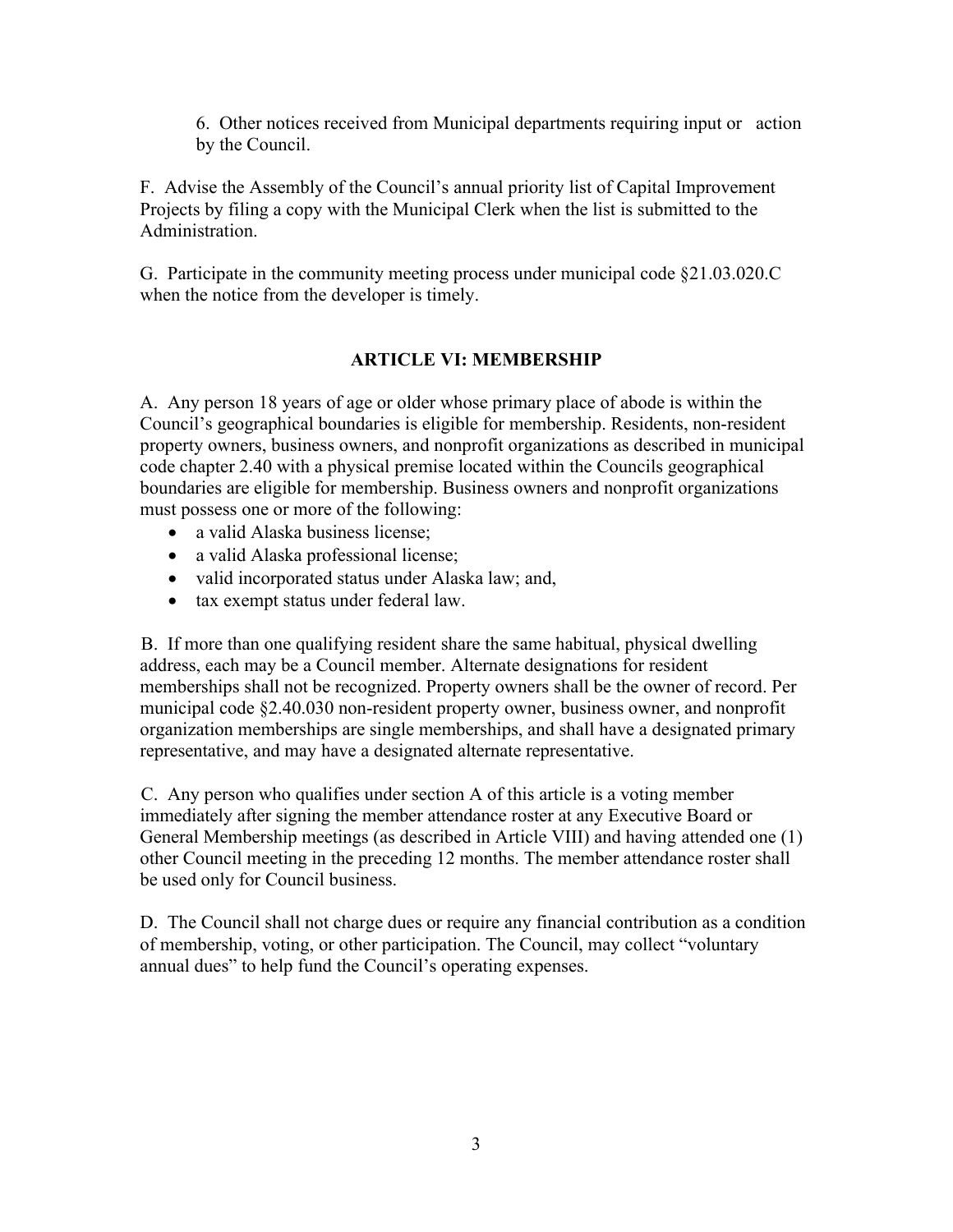6. Other notices received from Municipal departments requiring input or action by the Council.

F. Advise the Assembly of the Council's annual priority list of Capital Improvement Projects by filing a copy with the Municipal Clerk when the list is submitted to the Administration.

G. Participate in the community meeting process under municipal code §21.03.020.C when the notice from the developer is timely.

## ARTICLE VI: MEMBERSHIP

A. Any person 18 years of age or older whose primary place of abode is within the Council's geographical boundaries is eligible for membership. Residents, non-resident property owners, business owners, and nonprofit organizations as described in municipal code chapter 2.40 with a physical premise located within the Councils geographical boundaries are eligible for membership. Business owners and nonprofit organizations must possess one or more of the following:

- a valid Alaska business license;
- a valid Alaska professional license;
- valid incorporated status under Alaska law; and,
- tax exempt status under federal law.

B. If more than one qualifying resident share the same habitual, physical dwelling address, each may be a Council member. Alternate designations for resident memberships shall not be recognized. Property owners shall be the owner of record. Per municipal code §2.40.030 non-resident property owner, business owner, and nonprofit organization memberships are single memberships, and shall have a designated primary representative, and may have a designated alternate representative.

C. Any person who qualifies under section A of this article is a voting member immediately after signing the member attendance roster at any Executive Board or General Membership meetings (as described in Article VIII) and having attended one (1) other Council meeting in the preceding 12 months. The member attendance roster shall be used only for Council business.

D. The Council shall not charge dues or require any financial contribution as a condition of membership, voting, or other participation. The Council, may collect "voluntary annual dues" to help fund the Council's operating expenses.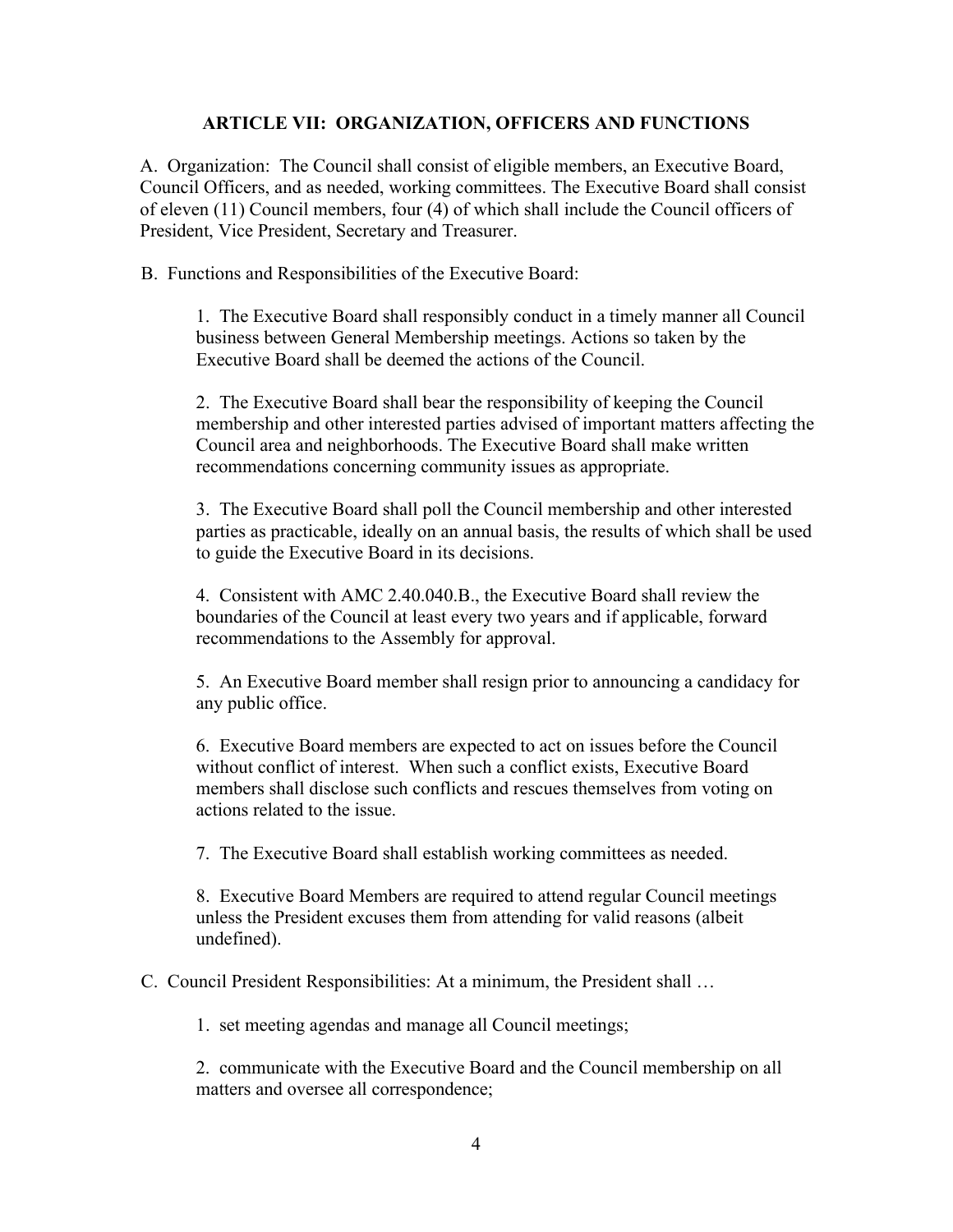## ARTICLE VII: ORGANIZATION, OFFICERS AND FUNCTIONS

A. Organization: The Council shall consist of eligible members, an Executive Board, Council Officers, and as needed, working committees. The Executive Board shall consist of eleven (11) Council members, four (4) of which shall include the Council officers of President, Vice President, Secretary and Treasurer.

B. Functions and Responsibilities of the Executive Board:

1. The Executive Board shall responsibly conduct in a timely manner all Council business between General Membership meetings. Actions so taken by the Executive Board shall be deemed the actions of the Council.

2. The Executive Board shall bear the responsibility of keeping the Council membership and other interested parties advised of important matters affecting the Council area and neighborhoods. The Executive Board shall make written recommendations concerning community issues as appropriate.

3. The Executive Board shall poll the Council membership and other interested parties as practicable, ideally on an annual basis, the results of which shall be used to guide the Executive Board in its decisions.

4. Consistent with AMC 2.40.040.B., the Executive Board shall review the boundaries of the Council at least every two years and if applicable, forward recommendations to the Assembly for approval.

5. An Executive Board member shall resign prior to announcing a candidacy for any public office.

6. Executive Board members are expected to act on issues before the Council without conflict of interest. When such a conflict exists, Executive Board members shall disclose such conflicts and rescues themselves from voting on actions related to the issue.

7. The Executive Board shall establish working committees as needed.

8. Executive Board Members are required to attend regular Council meetings unless the President excuses them from attending for valid reasons (albeit undefined).

C. Council President Responsibilities: At a minimum, the President shall …

1. set meeting agendas and manage all Council meetings;

2. communicate with the Executive Board and the Council membership on all matters and oversee all correspondence;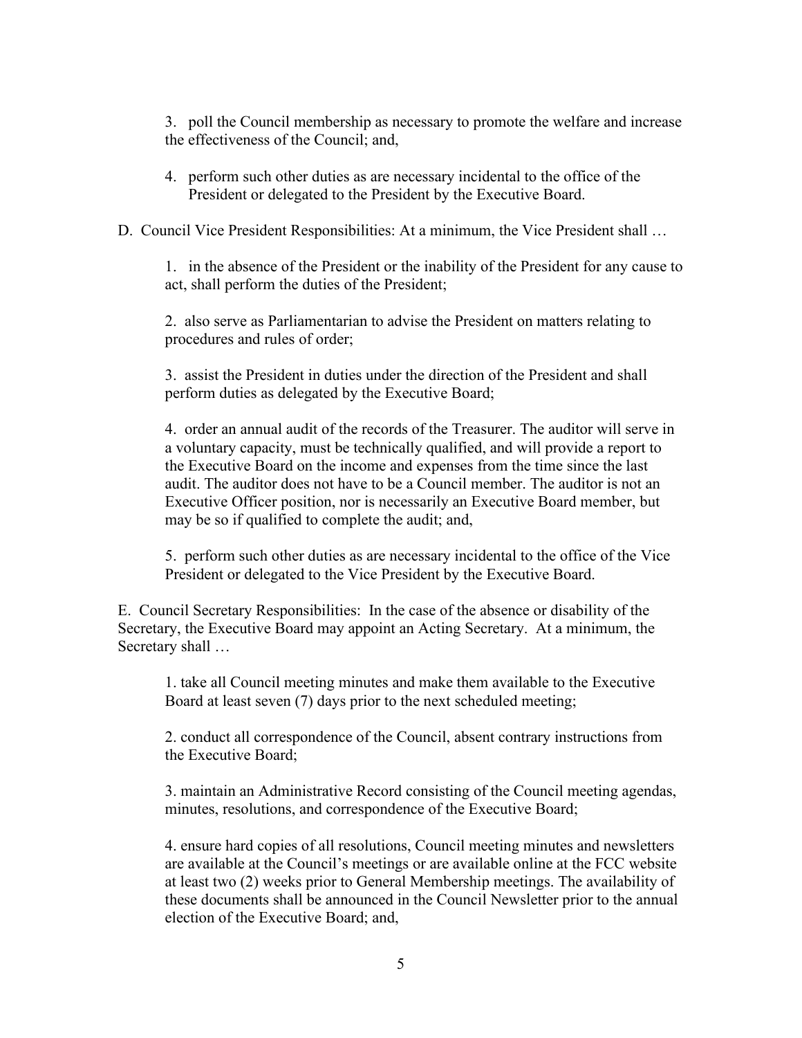3. poll the Council membership as necessary to promote the welfare and increase the effectiveness of the Council; and,

4. perform such other duties as are necessary incidental to the office of the President or delegated to the President by the Executive Board.

D. Council Vice President Responsibilities: At a minimum, the Vice President shall …

1. in the absence of the President or the inability of the President for any cause to act, shall perform the duties of the President;

2. also serve as Parliamentarian to advise the President on matters relating to procedures and rules of order;

3. assist the President in duties under the direction of the President and shall perform duties as delegated by the Executive Board;

4. order an annual audit of the records of the Treasurer. The auditor will serve in a voluntary capacity, must be technically qualified, and will provide a report to the Executive Board on the income and expenses from the time since the last audit. The auditor does not have to be a Council member. The auditor is not an Executive Officer position, nor is necessarily an Executive Board member, but may be so if qualified to complete the audit; and,

5. perform such other duties as are necessary incidental to the office of the Vice President or delegated to the Vice President by the Executive Board.

E. Council Secretary Responsibilities: In the case of the absence or disability of the Secretary, the Executive Board may appoint an Acting Secretary. At a minimum, the Secretary shall …

1. take all Council meeting minutes and make them available to the Executive Board at least seven (7) days prior to the next scheduled meeting;

2. conduct all correspondence of the Council, absent contrary instructions from the Executive Board;

3. maintain an Administrative Record consisting of the Council meeting agendas, minutes, resolutions, and correspondence of the Executive Board;

4. ensure hard copies of all resolutions, Council meeting minutes and newsletters are available at the Council's meetings or are available online at the FCC website at least two (2) weeks prior to General Membership meetings. The availability of these documents shall be announced in the Council Newsletter prior to the annual election of the Executive Board; and,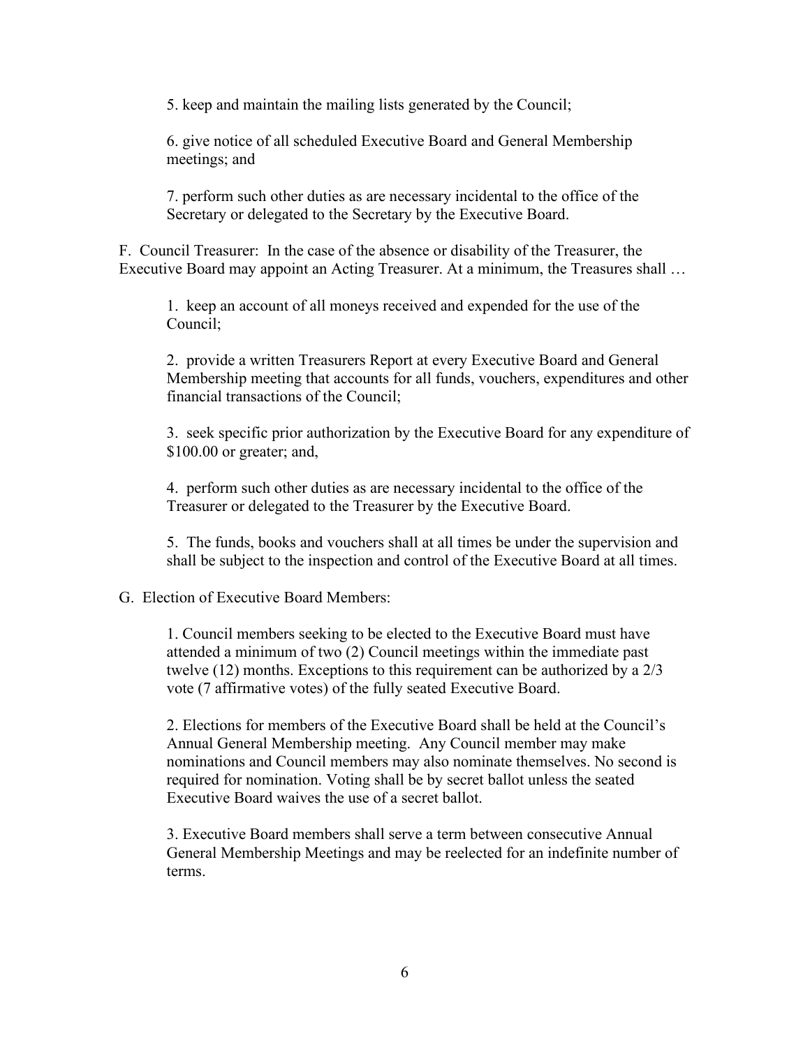5. keep and maintain the mailing lists generated by the Council;

6. give notice of all scheduled Executive Board and General Membership meetings; and

7. perform such other duties as are necessary incidental to the office of the Secretary or delegated to the Secretary by the Executive Board.

F. Council Treasurer: In the case of the absence or disability of the Treasurer, the Executive Board may appoint an Acting Treasurer. At a minimum, the Treasures shall …

1. keep an account of all moneys received and expended for the use of the Council;

2. provide a written Treasurers Report at every Executive Board and General Membership meeting that accounts for all funds, vouchers, expenditures and other financial transactions of the Council;

3. seek specific prior authorization by the Executive Board for any expenditure of $100.00 or greater; and,

4. perform such other duties as are necessary incidental to the office of the Treasurer or delegated to the Treasurer by the Executive Board.

5. The funds, books and vouchers shall at all times be under the supervision and shall be subject to the inspection and control of the Executive Board at all times.

G. Election of Executive Board Members:

1. Council members seeking to be elected to the Executive Board must have attended a minimum of two (2) Council meetings within the immediate past twelve (12) months. Exceptions to this requirement can be authorized by a 2/3 vote (7 affirmative votes) of the fully seated Executive Board.

2. Elections for members of the Executive Board shall be held at the Council's Annual General Membership meeting. Any Council member may make nominations and Council members may also nominate themselves. No second is required for nomination. Voting shall be by secret ballot unless the seated Executive Board waives the use of a secret ballot.

3. Executive Board members shall serve a term between consecutive Annual General Membership Meetings and may be reelected for an indefinite number of terms.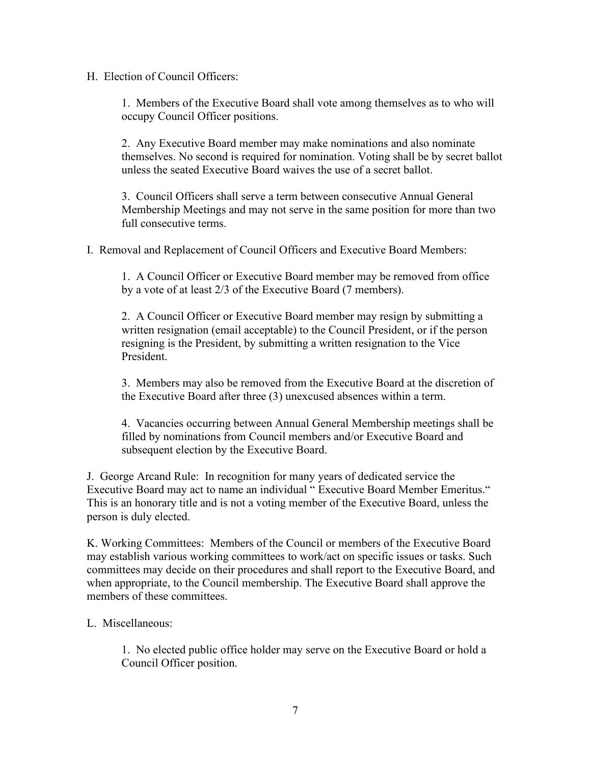H. Election of Council Officers:

1. Members of the Executive Board shall vote among themselves as to who will occupy Council Officer positions.

2. Any Executive Board member may make nominations and also nominate themselves. No second is required for nomination. Voting shall be by secret ballot unless the seated Executive Board waives the use of a secret ballot.

3. Council Officers shall serve a term between consecutive Annual General Membership Meetings and may not serve in the same position for more than two full consecutive terms.

I. Removal and Replacement of Council Officers and Executive Board Members:

1. A Council Officer or Executive Board member may be removed from office by a vote of at least 2/3 of the Executive Board (7 members).

2. A Council Officer or Executive Board member may resign by submitting a written resignation (email acceptable) to the Council President, or if the person resigning is the President, by submitting a written resignation to the Vice President.

3. Members may also be removed from the Executive Board at the discretion of the Executive Board after three (3) unexcused absences within a term.

4. Vacancies occurring between Annual General Membership meetings shall be filled by nominations from Council members and/or Executive Board and subsequent election by the Executive Board.

J. George Arcand Rule: In recognition for many years of dedicated service the Executive Board may act to name an individual " Executive Board Member Emeritus." This is an honorary title and is not a voting member of the Executive Board, unless the person is duly elected.

K. Working Committees: Members of the Council or members of the Executive Board may establish various working committees to work/act on specific issues or tasks. Such committees may decide on their procedures and shall report to the Executive Board, and when appropriate, to the Council membership. The Executive Board shall approve the members of these committees.

L. Miscellaneous:

1. No elected public office holder may serve on the Executive Board or hold a Council Officer position.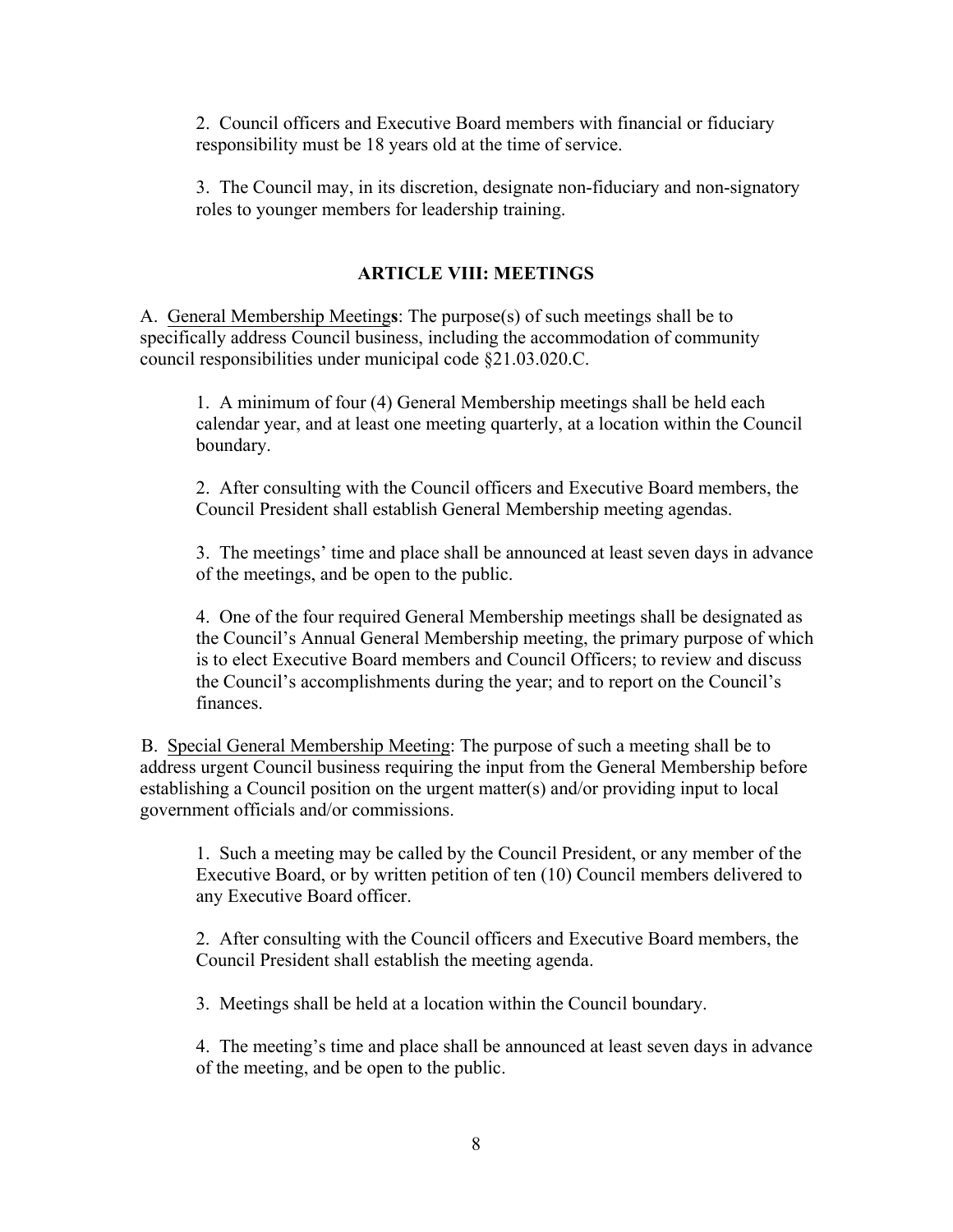2. Council officers and Executive Board members with financial or fiduciary responsibility must be 18 years old at the time of service.

3. The Council may, in its discretion, designate non-fiduciary and non-signatory roles to younger members for leadership training.

## ARTICLE VIII: MEETINGS

A. General Membership Meetings: The purpose(s) of such meetings shall be to specifically address Council business, including the accommodation of community council responsibilities under municipal code §21.03.020.C.

1. A minimum of four (4) General Membership meetings shall be held each calendar year, and at least one meeting quarterly, at a location within the Council boundary.

2. After consulting with the Council officers and Executive Board members, the Council President shall establish General Membership meeting agendas.

3. The meetings' time and place shall be announced at least seven days in advance of the meetings, and be open to the public.

4. One of the four required General Membership meetings shall be designated as the Council's Annual General Membership meeting, the primary purpose of which is to elect Executive Board members and Council Officers; to review and discuss the Council's accomplishments during the year; and to report on the Council's finances.

B. Special General Membership Meeting: The purpose of such a meeting shall be to address urgent Council business requiring the input from the General Membership before establishing a Council position on the urgent matter(s) and/or providing input to local government officials and/or commissions.

1. Such a meeting may be called by the Council President, or any member of the Executive Board, or by written petition of ten (10) Council members delivered to any Executive Board officer.

2. After consulting with the Council officers and Executive Board members, the Council President shall establish the meeting agenda.

3. Meetings shall be held at a location within the Council boundary.

4. The meeting's time and place shall be announced at least seven days in advance of the meeting, and be open to the public.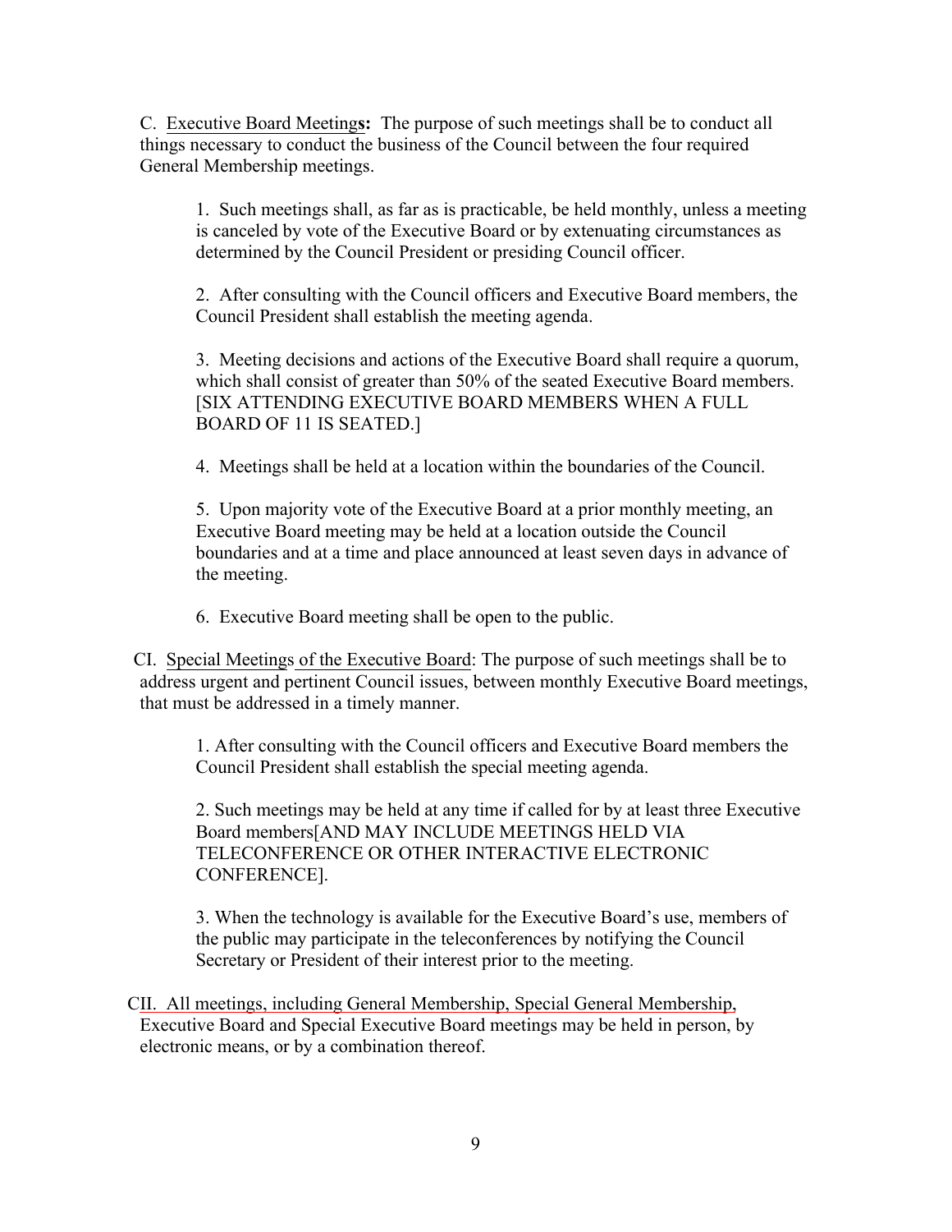C. Executive Board Meetings: The purpose of such meetings shall be to conduct all things necessary to conduct the business of the Council between the four required General Membership meetings.

1. Such meetings shall, as far as is practicable, be held monthly, unless a meeting is canceled by vote of the Executive Board or by extenuating circumstances as determined by the Council President or presiding Council officer.

2. After consulting with the Council officers and Executive Board members, the Council President shall establish the meeting agenda.

3. Meeting decisions and actions of the Executive Board shall require a quorum, which shall consist of greater than 50% of the seated Executive Board members. [SIX ATTENDING EXECUTIVE BOARD MEMBERS WHEN A FULL BOARD OF 11 IS SEATED.]

4. Meetings shall be held at a location within the boundaries of the Council.

5. Upon majority vote of the Executive Board at a prior monthly meeting, an Executive Board meeting may be held at a location outside the Council boundaries and at a time and place announced at least seven days in advance of the meeting.

6. Executive Board meeting shall be open to the public.

CI. Special Meetings of the Executive Board: The purpose of such meetings shall be to address urgent and pertinent Council issues, between monthly Executive Board meetings, that must be addressed in a timely manner.

1. After consulting with the Council officers and Executive Board members the Council President shall establish the special meeting agenda.

2. Such meetings may be held at any time if called for by at least three Executive Board members[AND MAY INCLUDE MEETINGS HELD VIA TELECONFERENCE OR OTHER INTERACTIVE ELECTRONIC CONFERENCE].

3. When the technology is available for the Executive Board's use, members of the public may participate in the teleconferences by notifying the Council Secretary or President of their interest prior to the meeting.

CII. All meetings, including General Membership, Special General Membership, Executive Board and Special Executive Board meetings may be held in person, by electronic means, or by a combination thereof.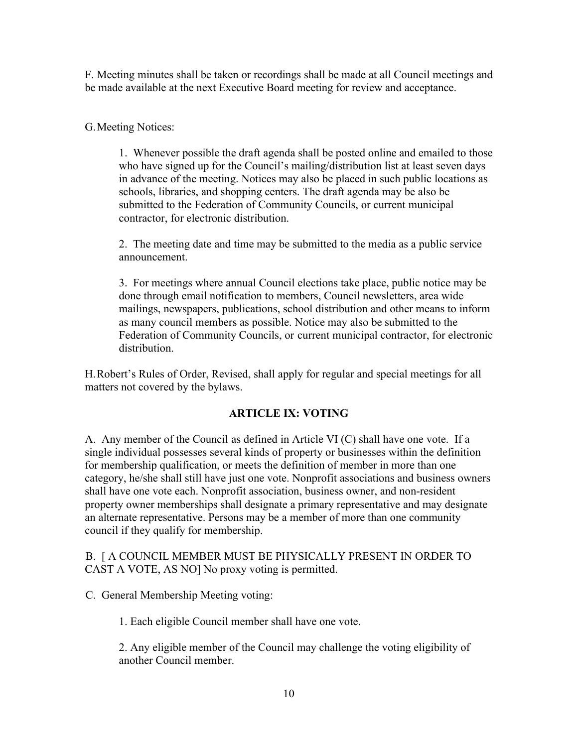F. Meeting minutes shall be taken or recordings shall be made at all Council meetings and be made available at the next Executive Board meeting for review and acceptance.

G. Meeting Notices:

1. Whenever possible the draft agenda shall be posted online and emailed to those who have signed up for the Council's mailing/distribution list at least seven days in advance of the meeting. Notices may also be placed in such public locations as schools, libraries, and shopping centers. The draft agenda may be also be submitted to the Federation of Community Councils, or current municipal contractor, for electronic distribution.

2. The meeting date and time may be submitted to the media as a public service announcement.

3. For meetings where annual Council elections take place, public notice may be done through email notification to members, Council newsletters, area wide mailings, newspapers, publications, school distribution and other means to inform as many council members as possible. Notice may also be submitted to the Federation of Community Councils, or current municipal contractor, for electronic distribution.

H. Robert's Rules of Order, Revised, shall apply for regular and special meetings for all matters not covered by the bylaws.

## ARTICLE IX: VOTING

A. Any member of the Council as defined in Article VI (C) shall have one vote. If a single individual possesses several kinds of property or businesses within the definition for membership qualification, or meets the definition of member in more than one category, he/she shall still have just one vote. Nonprofit associations and business owners shall have one vote each. Nonprofit association, business owner, and non-resident property owner memberships shall designate a primary representative and may designate an alternate representative. Persons may be a member of more than one community council if they qualify for membership.

B. [ A COUNCIL MEMBER MUST BE PHYSICALLY PRESENT IN ORDER TO CAST A VOTE, AS NO] No proxy voting is permitted.

C. General Membership Meeting voting:

1. Each eligible Council member shall have one vote.

2. Any eligible member of the Council may challenge the voting eligibility of another Council member.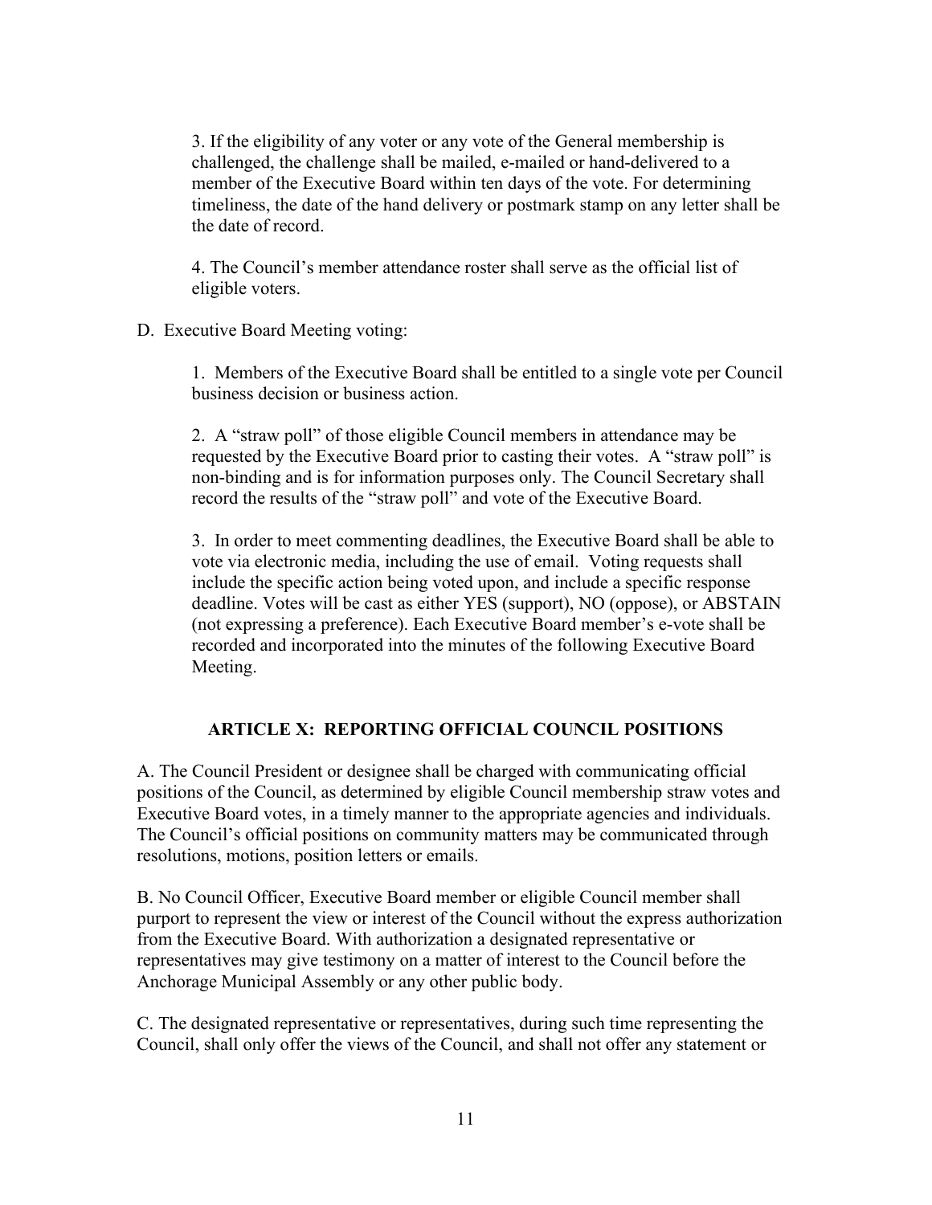3. If the eligibility of any voter or any vote of the General membership is challenged, the challenge shall be mailed, e-mailed or hand-delivered to a member of the Executive Board within ten days of the vote. For determining timeliness, the date of the hand delivery or postmark stamp on any letter shall be the date of record.

4. The Council's member attendance roster shall serve as the official list of eligible voters.

D. Executive Board Meeting voting:

1. Members of the Executive Board shall be entitled to a single vote per Council business decision or business action.

2. A "straw poll" of those eligible Council members in attendance may be requested by the Executive Board prior to casting their votes. A "straw poll" is non-binding and is for information purposes only. The Council Secretary shall record the results of the "straw poll" and vote of the Executive Board.

3. In order to meet commenting deadlines, the Executive Board shall be able to vote via electronic media, including the use of email. Voting requests shall include the specific action being voted upon, and include a specific response deadline. Votes will be cast as either YES (support), NO (oppose), or ABSTAIN (not expressing a preference). Each Executive Board member's e-vote shall be recorded and incorporated into the minutes of the following Executive Board Meeting.

## ARTICLE X: REPORTING OFFICIAL COUNCIL POSITIONS

A. The Council President or designee shall be charged with communicating official positions of the Council, as determined by eligible Council membership straw votes and Executive Board votes, in a timely manner to the appropriate agencies and individuals. The Council's official positions on community matters may be communicated through resolutions, motions, position letters or emails.

B. No Council Officer, Executive Board member or eligible Council member shall purport to represent the view or interest of the Council without the express authorization from the Executive Board. With authorization a designated representative or representatives may give testimony on a matter of interest to the Council before the Anchorage Municipal Assembly or any other public body.

C. The designated representative or representatives, during such time representing the Council, shall only offer the views of the Council, and shall not offer any statement or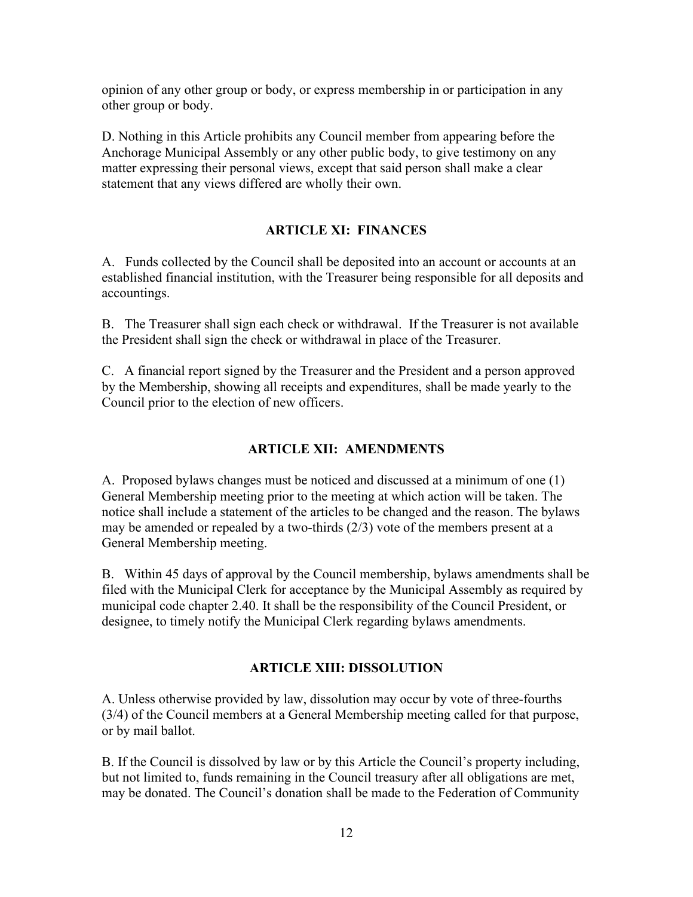opinion of any other group or body, or express membership in or participation in any other group or body.

D. Nothing in this Article prohibits any Council member from appearing before the Anchorage Municipal Assembly or any other public body, to give testimony on any matter expressing their personal views, except that said person shall make a clear statement that any views differed are wholly their own.

## ARTICLE XI: FINANCES

A. Funds collected by the Council shall be deposited into an account or accounts at an established financial institution, with the Treasurer being responsible for all deposits and accountings.

B. The Treasurer shall sign each check or withdrawal. If the Treasurer is not available the President shall sign the check or withdrawal in place of the Treasurer.

C. A financial report signed by the Treasurer and the President and a person approved by the Membership, showing all receipts and expenditures, shall be made yearly to the Council prior to the election of new officers.

## ARTICLE XII: AMENDMENTS

A. Proposed bylaws changes must be noticed and discussed at a minimum of one (1) General Membership meeting prior to the meeting at which action will be taken. The notice shall include a statement of the articles to be changed and the reason. The bylaws may be amended or repealed by a two-thirds (2/3) vote of the members present at a General Membership meeting.

B. Within 45 days of approval by the Council membership, bylaws amendments shall be filed with the Municipal Clerk for acceptance by the Municipal Assembly as required by municipal code chapter 2.40. It shall be the responsibility of the Council President, or designee, to timely notify the Municipal Clerk regarding bylaws amendments.

## ARTICLE XIII: DISSOLUTION

A. Unless otherwise provided by law, dissolution may occur by vote of three-fourths (3/4) of the Council members at a General Membership meeting called for that purpose, or by mail ballot.

B. If the Council is dissolved by law or by this Article the Council's property including, but not limited to, funds remaining in the Council treasury after all obligations are met, may be donated. The Council's donation shall be made to the Federation of Community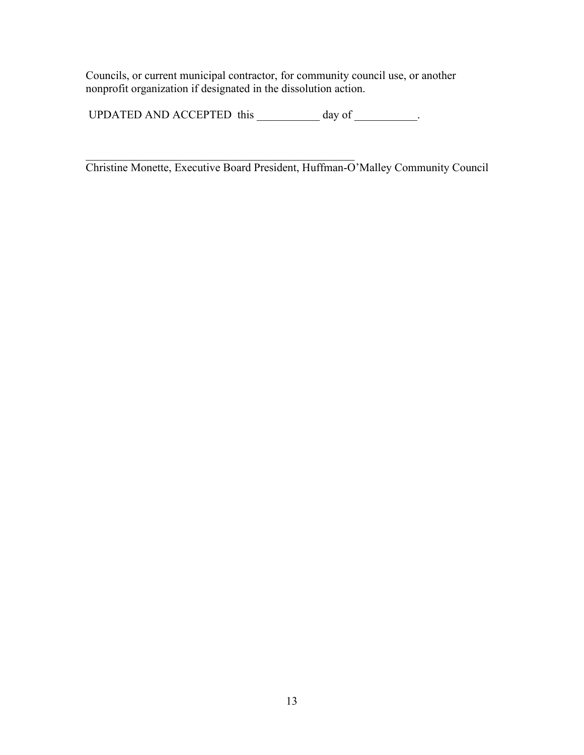Councils, or current municipal contractor, for community council use, or another nonprofit organization if designated in the dissolution action.

UPDATED AND ACCEPTED this ___________ day of ___________.

_________________________________________________

Christine Monette, Executive Board President, Huffman-O'Malley Community Council